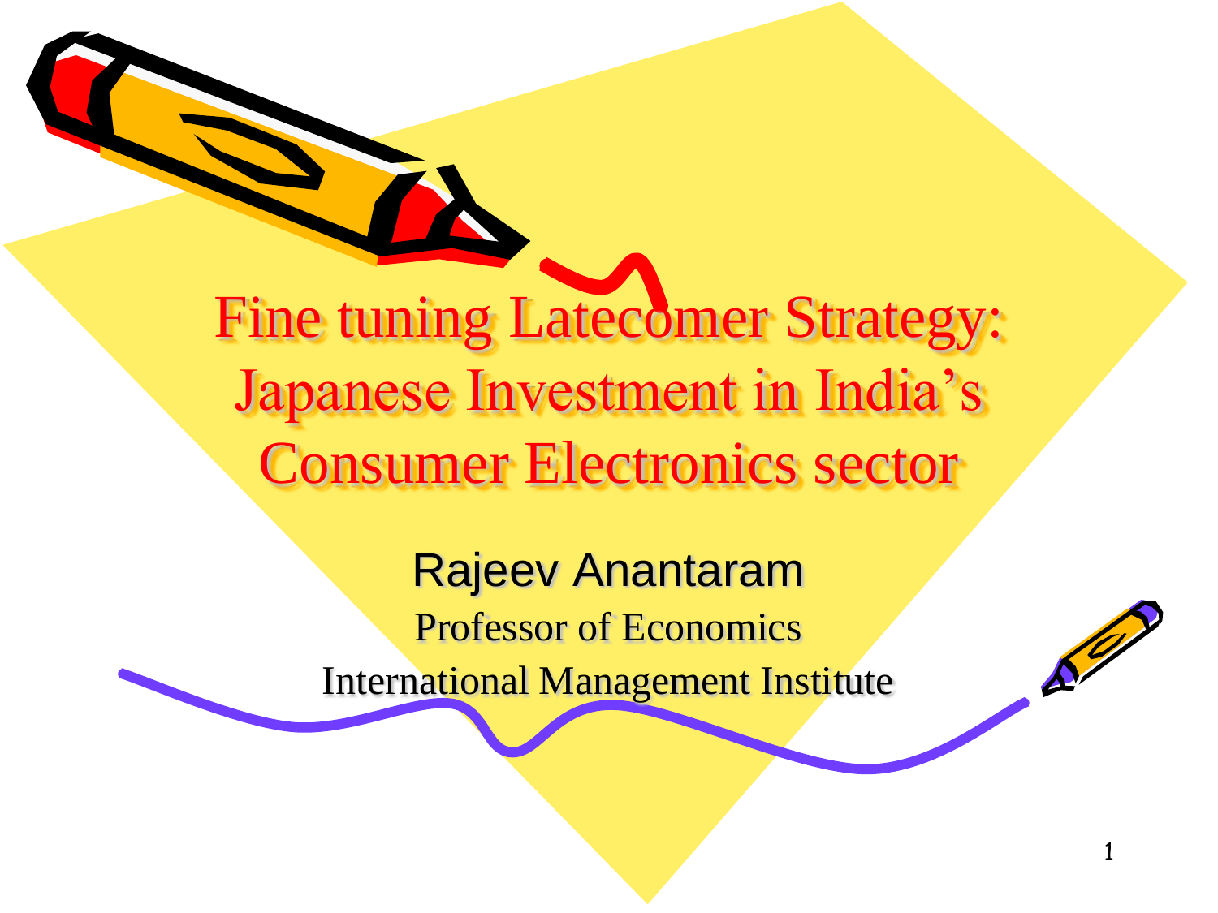# Fine tuning Latecomer Strategy: Japanese Investment in India's Consumer Electronics sector

Rajeev Anantaram

Professor of Economics

International Management Institute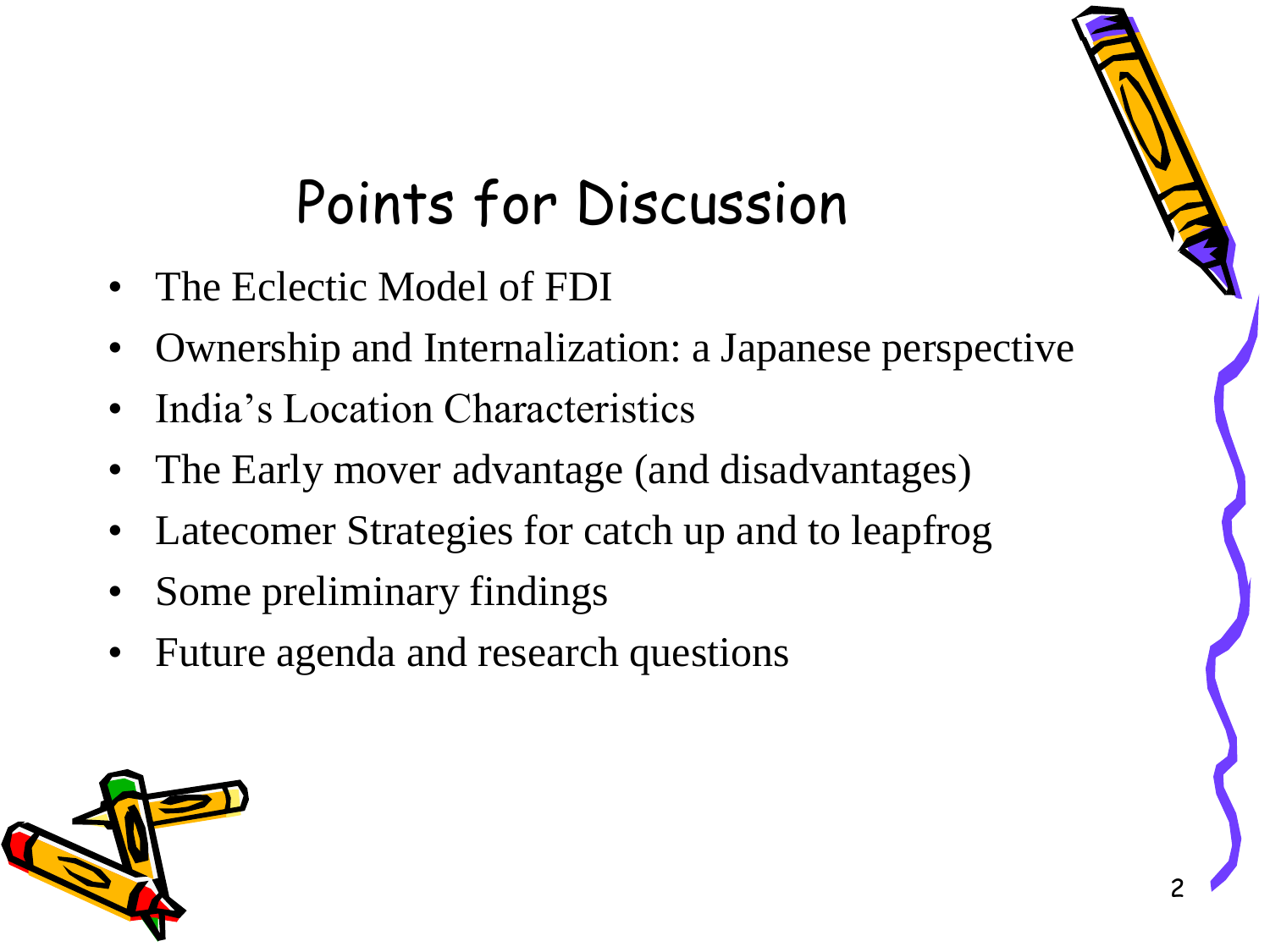# Points for Discussion

- The Eclectic Model of FDI
- Ownership and Internalization: a Japanese perspective
- India's Location Characteristics
- The Early mover advantage (and disadvantages)
- Latecomer Strategies for catch up and to leapfrog
- Some preliminary findings
- Future agenda and research questions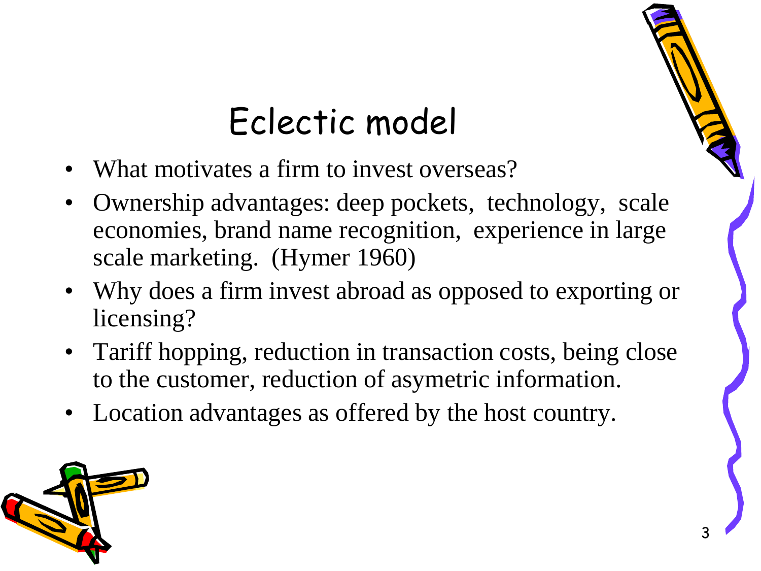# Eclectic model

- What motivates a firm to invest overseas?
- Ownership advantages: deep pockets, technology, scale economies, brand name recognition, experience in large scale marketing. (Hymer 1960)
- Why does a firm invest abroad as opposed to exporting or licensing?
- Tariff hopping, reduction in transaction costs, being close to the customer, reduction of asymetric information.
- Location advantages as offered by the host country.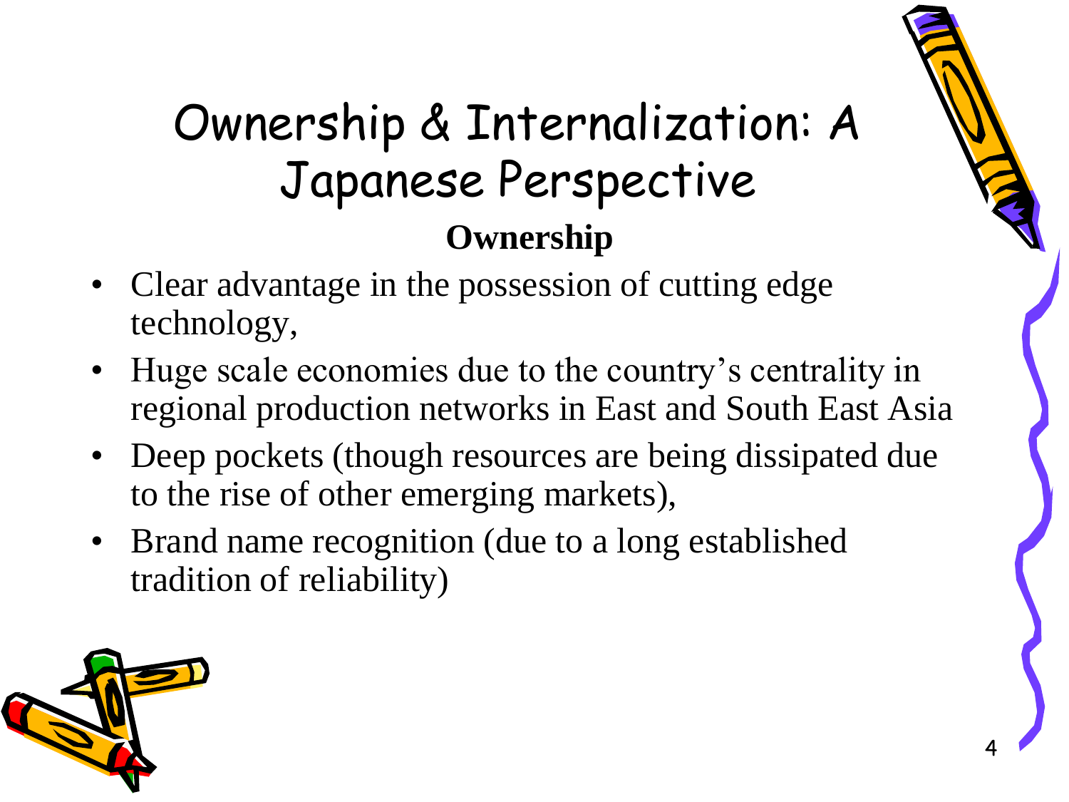# Ownership & Internalization: A Japanese Perspective

## Ownership

- Clear advantage in the possession of cutting edge technology,
- Huge scale economies due to the country's centrality in regional production networks in East and South East Asia
- Deep pockets (though resources are being dissipated due to the rise of other emerging markets),
- Brand name recognition (due to a long established tradition of reliability)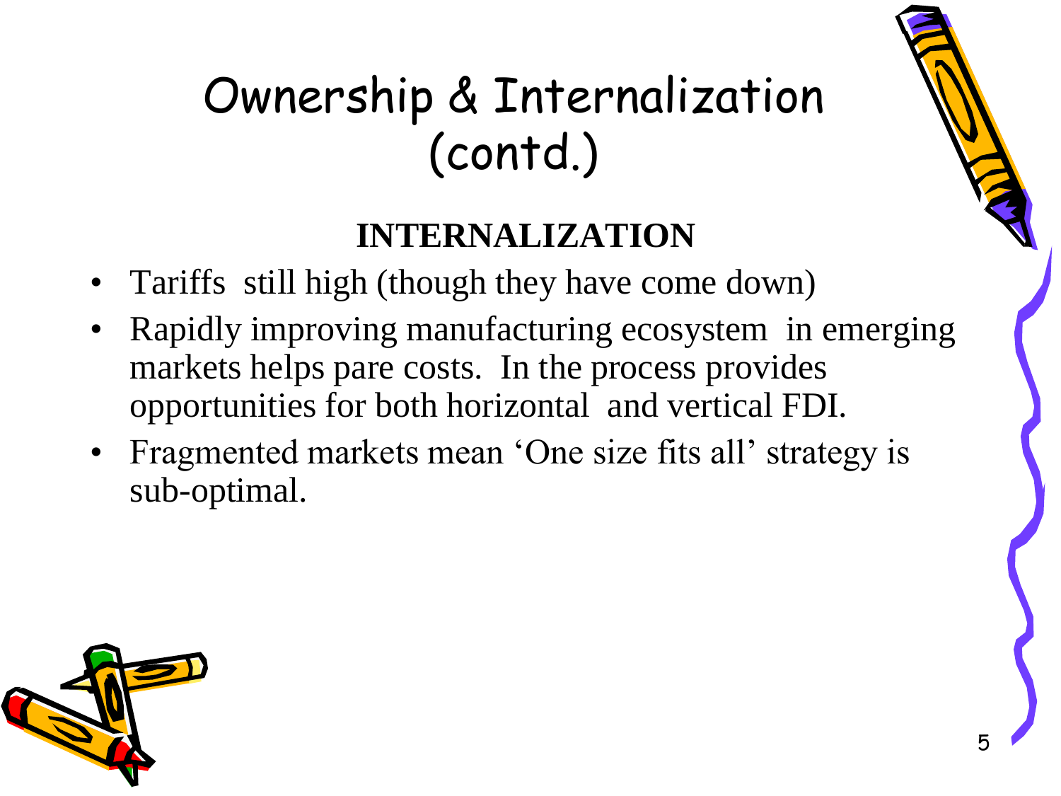# Ownership & Internalization (contd.)

## INTERNALIZATION

- Tariffs still high (though they have come down)
- Rapidly improving manufacturing ecosystem in emerging markets helps pare costs. In the process provides opportunities for both horizontal and vertical FDI.
- Fragmented markets mean 'One size fits all' strategy is sub-optimal.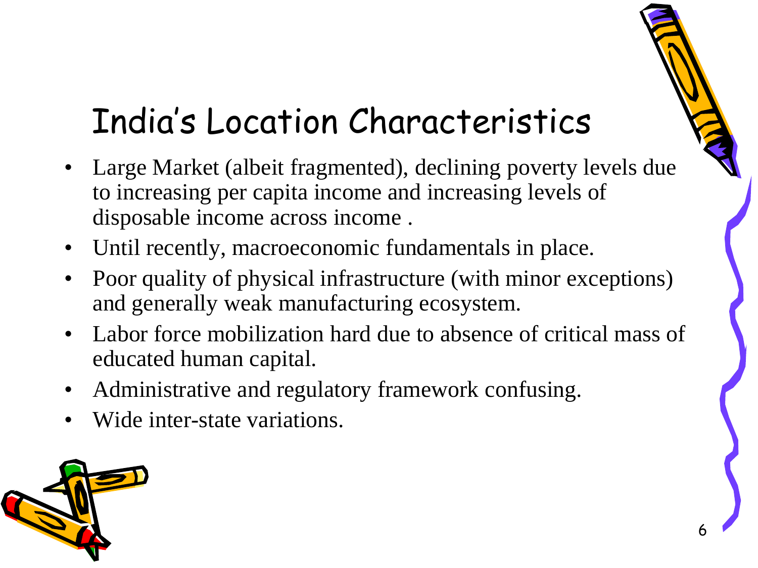# India's Location Characteristics

- Large Market (albeit fragmented), declining poverty levels due to increasing per capita income and increasing levels of disposable income across income .
- Until recently, macroeconomic fundamentals in place.
- Poor quality of physical infrastructure (with minor exceptions) and generally weak manufacturing ecosystem.
- Labor force mobilization hard due to absence of critical mass of educated human capital.
- Administrative and regulatory framework confusing.
- Wide inter-state variations.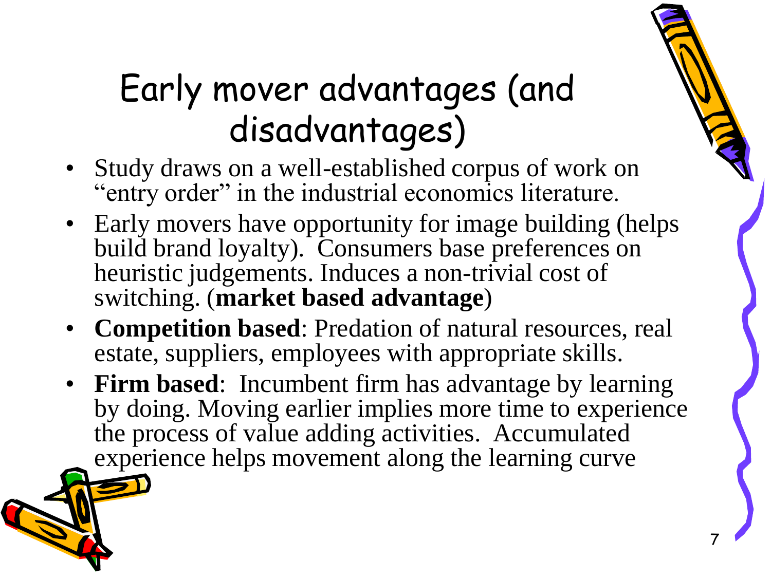# Early mover advantages (and disadvantages)

- Study draws on a well-established corpus of work on "entry order" in the industrial economics literature.
- Early movers have opportunity for image building (helps build brand loyalty). Consumers base preferences on heuristic judgements. Induces a non-trivial cost of switching. (**market based advantage**)
- **Competition based**: Predation of natural resources, real estate, suppliers, employees with appropriate skills.
- **Firm based**: Incumbent firm has advantage by learning by doing. Moving earlier implies more time to experience the process of value adding activities. Accumulated experience helps movement along the learning curve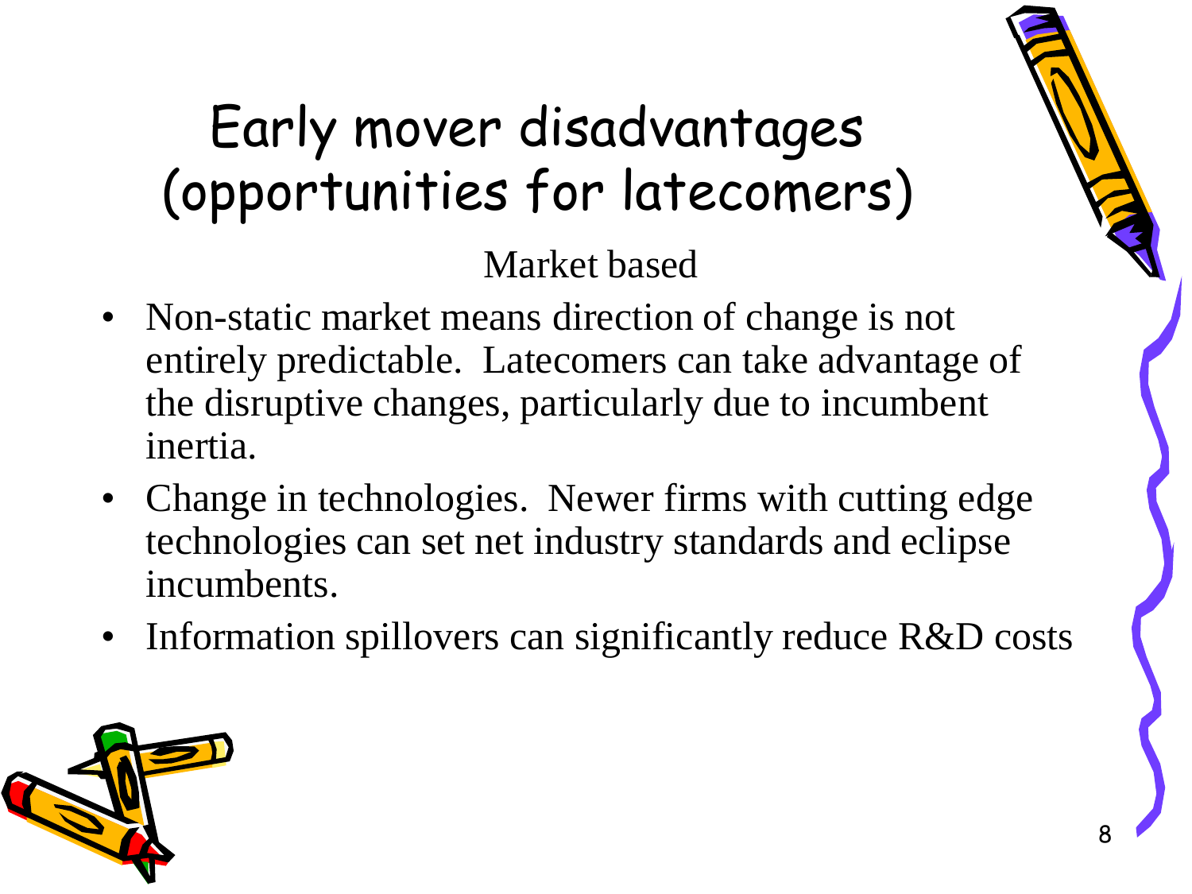# Early mover disadvantages (opportunities for latecomers)

Market based

- Non-static market means direction of change is not entirely predictable. Latecomers can take advantage of the disruptive changes, particularly due to incumbent inertia.
- Change in technologies. Newer firms with cutting edge technologies can set net industry standards and eclipse incumbents.
- Information spillovers can significantly reduce R&D costs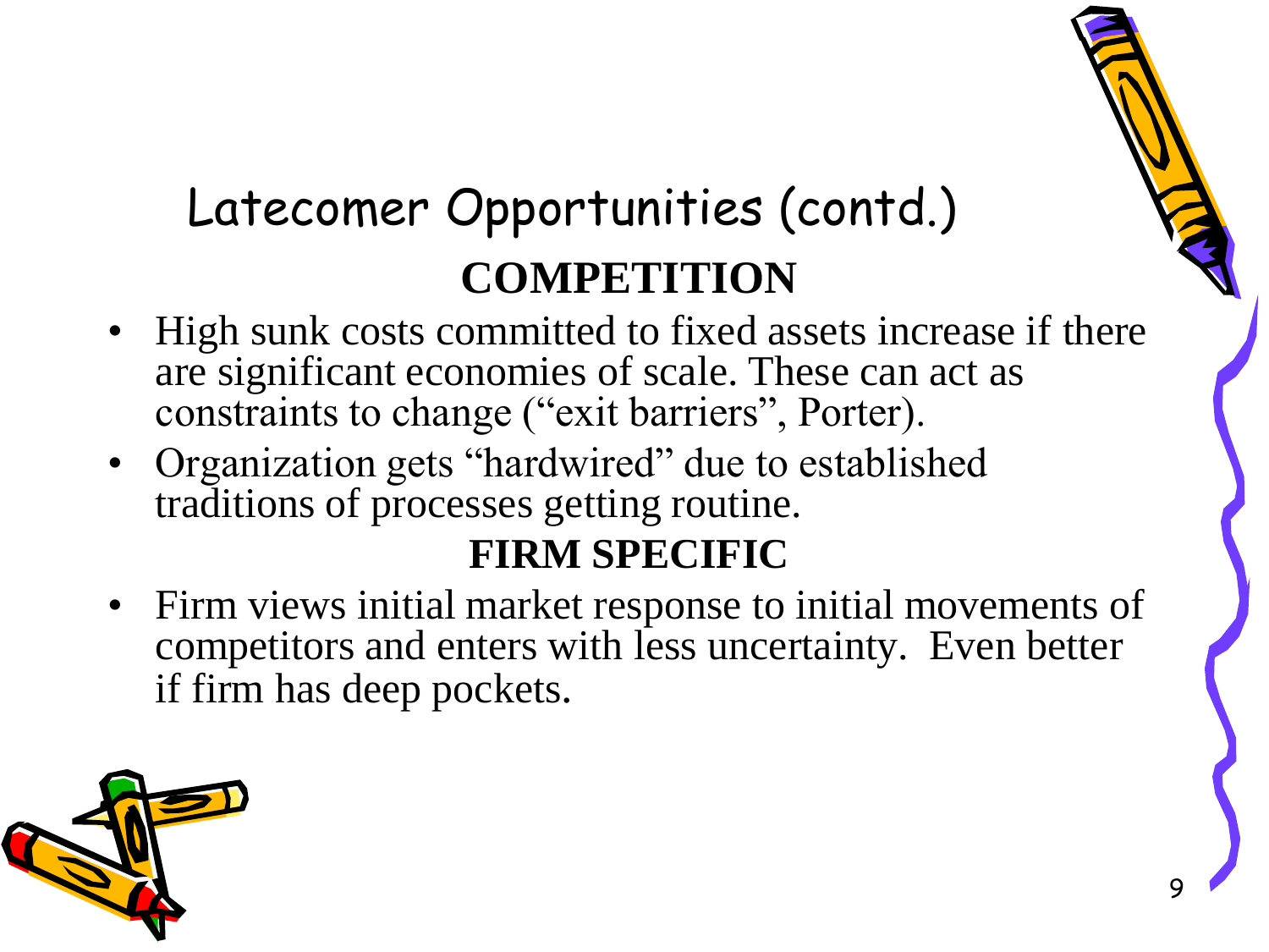# Latecomer Opportunities (contd.)

## COMPETITION

- High sunk costs committed to fixed assets increase if there are significant economies of scale. These can act as constraints to change ("exit barriers", Porter).
- Organization gets "hardwired" due to established traditions of processes getting routine.

## FIRM SPECIFIC

- Firm views initial market response to initial movements of competitors and enters with less uncertainty. Even better if firm has deep pockets.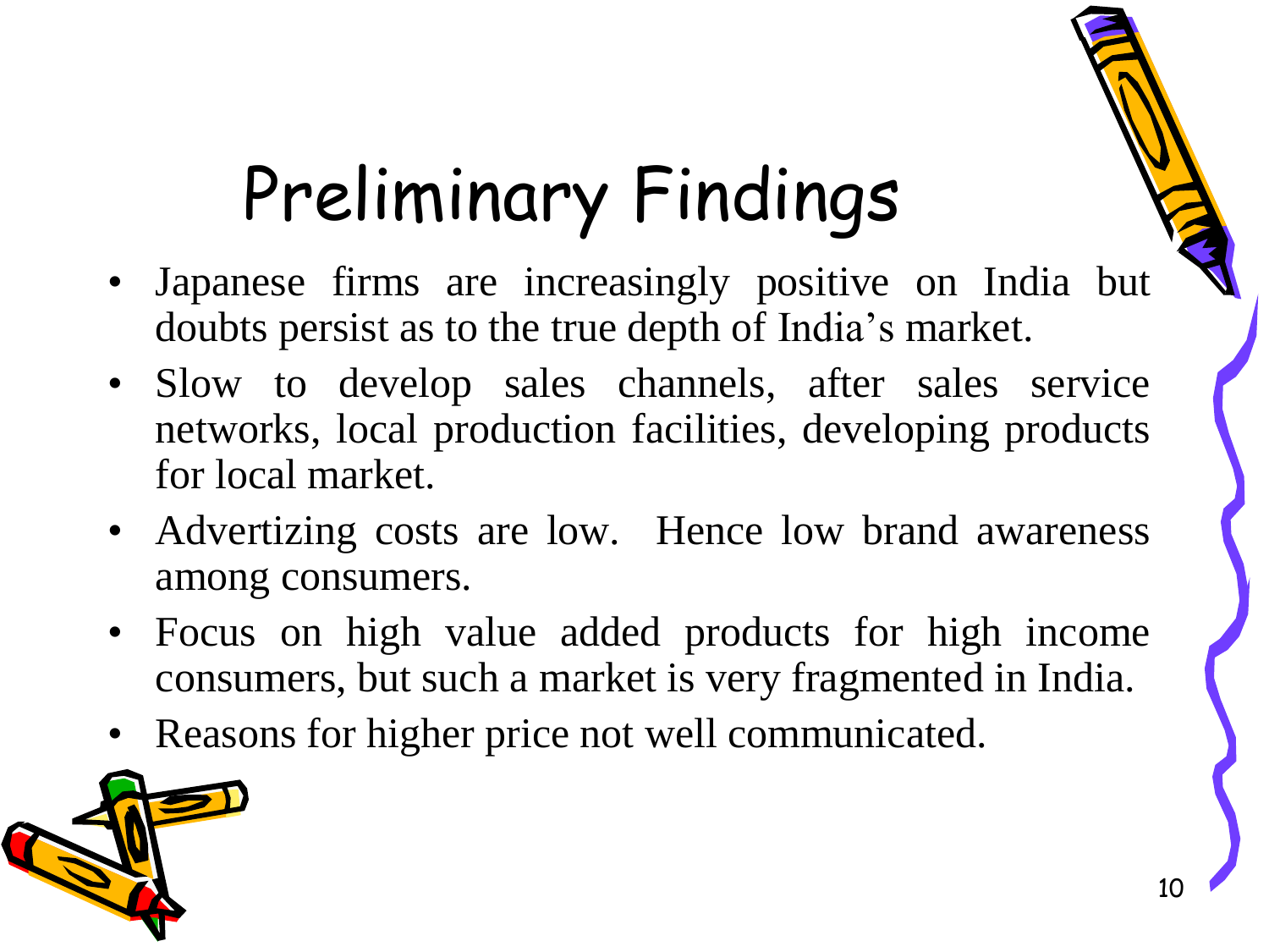# Preliminary Findings

- Japanese firms are increasingly positive on India but doubts persist as to the true depth of India's market.
- Slow to develop sales channels, after sales service networks, local production facilities, developing products for local market.
- Advertizing costs are low. Hence low brand awareness among consumers.
- Focus on high value added products for high income consumers, but such a market is very fragmented in India.
- Reasons for higher price not well communicated.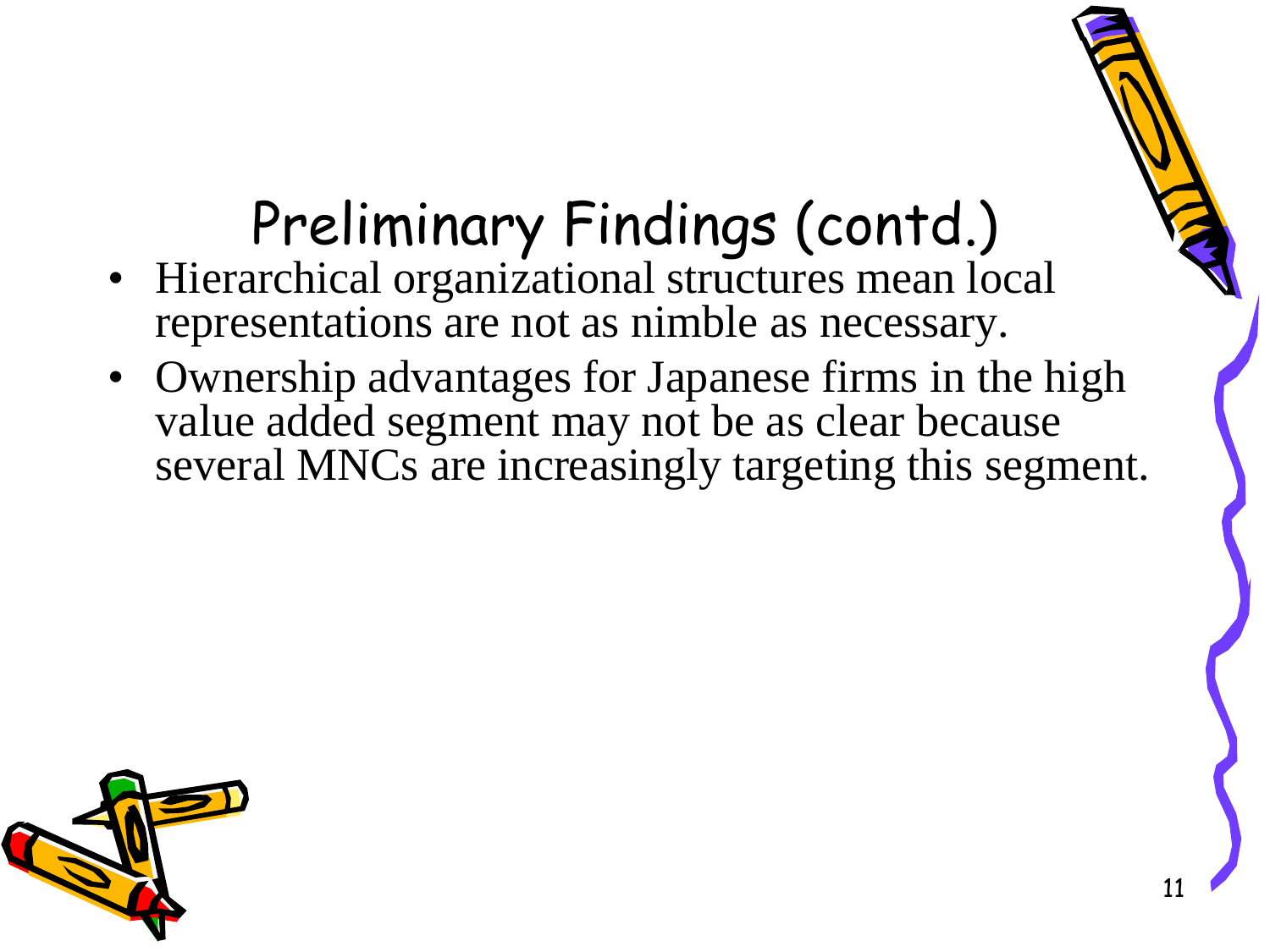# Preliminary Findings (contd.)

- Hierarchical organizational structures mean local representations are not as nimble as necessary.
- Ownership advantages for Japanese firms in the high value added segment may not be as clear because several MNCs are increasingly targeting this segment.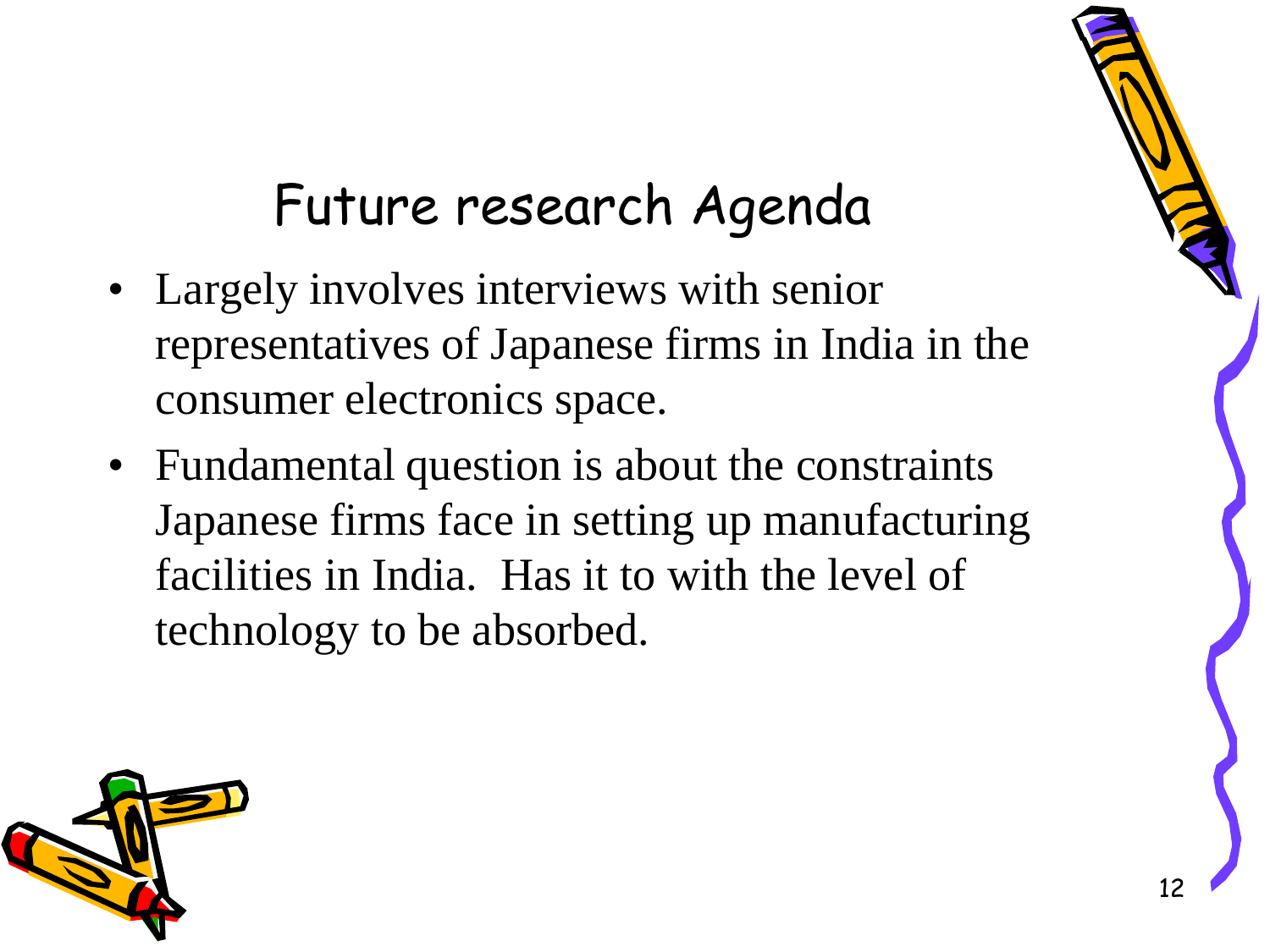# Future research Agenda

- Largely involves interviews with senior representatives of Japanese firms in India in the consumer electronics space.
- Fundamental question is about the constraints Japanese firms face in setting up manufacturing facilities in India. Has it to with the level of technology to be absorbed.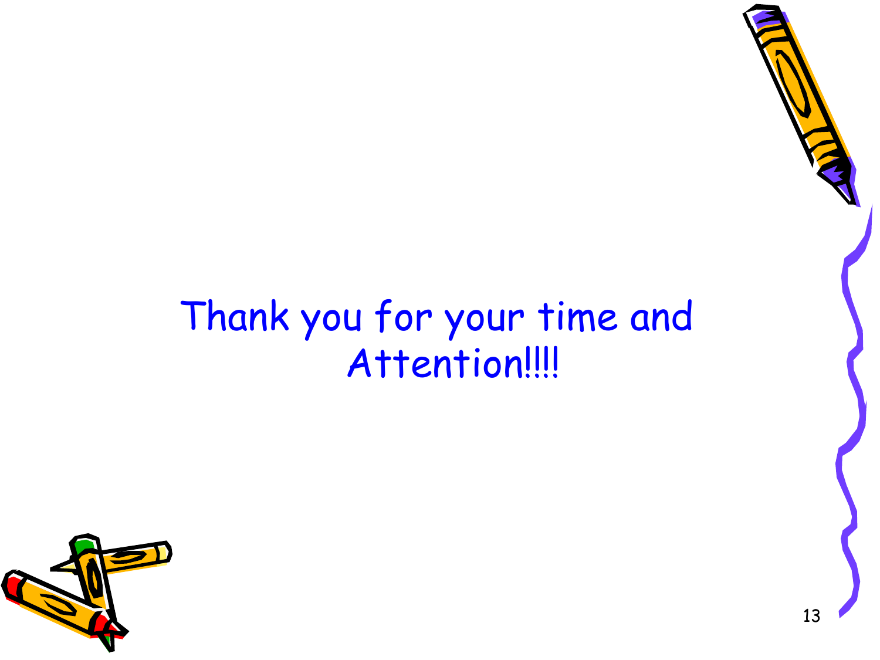Thank you for your time and Attention!!!!